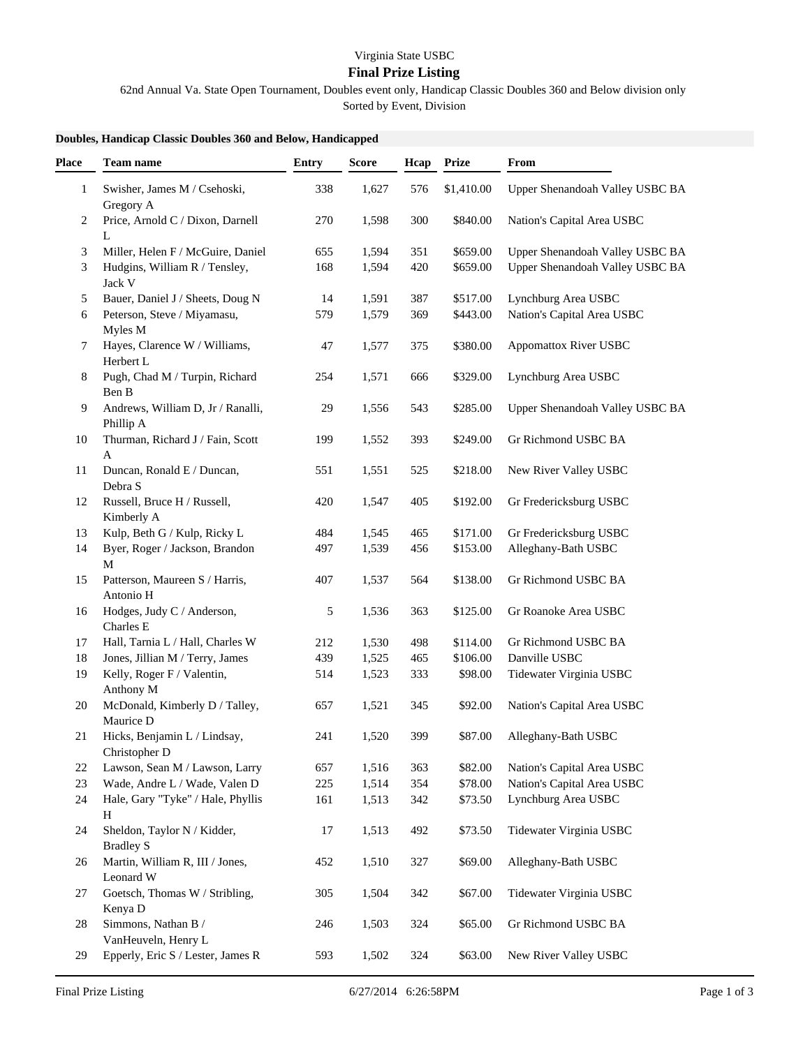Virginia State USBC

**Final Prize Listing**

62nd Annual Va. State Open Tournament, Doubles event only, Handicap Classic Doubles 360 and Below division only

Sorted by Event, Division

**Doubles, Handicap Classic Doubles 360 and Below, Handicapped**

| Place | Team name | Entry | Score | Hcap | Prize | From |
|---|---|---|---|---|---|---|
| 1 | Swisher, James M / Csehoski, Gregory A | 338 | 1,627 | 576 | $1,410.00 | Upper Shenandoah Valley USBC BA |
| 2 | Price, Arnold C / Dixon, Darnell L | 270 | 1,598 | 300 | $840.00 | Nation's Capital Area USBC |
| 3 | Miller, Helen F / McGuire, Daniel | 655 | 1,594 | 351 | $659.00 | Upper Shenandoah Valley USBC BA |
| 3 | Hudgins, William R / Tensley, Jack V | 168 | 1,594 | 420 | $659.00 | Upper Shenandoah Valley USBC BA |
| 5 | Bauer, Daniel J / Sheets, Doug N | 14 | 1,591 | 387 | $517.00 | Lynchburg Area USBC |
| 6 | Peterson, Steve / Miyamasu, Myles M | 579 | 1,579 | 369 | $443.00 | Nation's Capital Area USBC |
| 7 | Hayes, Clarence W / Williams, Herbert L | 47 | 1,577 | 375 | $380.00 | Appomattox River USBC |
| 8 | Pugh, Chad M / Turpin, Richard Ben B | 254 | 1,571 | 666 | $329.00 | Lynchburg Area USBC |
| 9 | Andrews, William D, Jr / Ranalli, Phillip A | 29 | 1,556 | 543 | $285.00 | Upper Shenandoah Valley USBC BA |
| 10 | Thurman, Richard J / Fain, Scott A | 199 | 1,552 | 393 | $249.00 | Gr Richmond USBC BA |
| 11 | Duncan, Ronald E / Duncan, Debra S | 551 | 1,551 | 525 | $218.00 | New River Valley USBC |
| 12 | Russell, Bruce H / Russell, Kimberly A | 420 | 1,547 | 405 | $192.00 | Gr Fredericksburg USBC |
| 13 | Kulp, Beth G / Kulp, Ricky L | 484 | 1,545 | 465 | $171.00 | Gr Fredericksburg USBC |
| 14 | Byer, Roger / Jackson, Brandon M | 497 | 1,539 | 456 | $153.00 | Alleghany-Bath USBC |
| 15 | Patterson, Maureen S / Harris, Antonio H | 407 | 1,537 | 564 | $138.00 | Gr Richmond USBC BA |
| 16 | Hodges, Judy C / Anderson, Charles E | 5 | 1,536 | 363 | $125.00 | Gr Roanoke Area USBC |
| 17 | Hall, Tarnia L / Hall, Charles W | 212 | 1,530 | 498 | $114.00 | Gr Richmond USBC BA |
| 18 | Jones, Jillian M / Terry, James | 439 | 1,525 | 465 | $106.00 | Danville USBC |
| 19 | Kelly, Roger F / Valentin, Anthony M | 514 | 1,523 | 333 | $98.00 | Tidewater Virginia USBC |
| 20 | McDonald, Kimberly D / Talley, Maurice D | 657 | 1,521 | 345 | $92.00 | Nation's Capital Area USBC |
| 21 | Hicks, Benjamin L / Lindsay, Christopher D | 241 | 1,520 | 399 | $87.00 | Alleghany-Bath USBC |
| 22 | Lawson, Sean M / Lawson, Larry | 657 | 1,516 | 363 | $82.00 | Nation's Capital Area USBC |
| 23 | Wade, Andre L / Wade, Valen D | 225 | 1,514 | 354 | $78.00 | Nation's Capital Area USBC |
| 24 | Hale, Gary "Tyke" / Hale, Phyllis H | 161 | 1,513 | 342 | $73.50 | Lynchburg Area USBC |
| 24 | Sheldon, Taylor N / Kidder, Bradley S | 17 | 1,513 | 492 | $73.50 | Tidewater Virginia USBC |
| 26 | Martin, William R, III / Jones, Leonard W | 452 | 1,510 | 327 | $69.00 | Alleghany-Bath USBC |
| 27 | Goetsch, Thomas W / Stribling, Kenya D | 305 | 1,504 | 342 | $67.00 | Tidewater Virginia USBC |
| 28 | Simmons, Nathan B / VanHeuveln, Henry L | 246 | 1,503 | 324 | $65.00 | Gr Richmond USBC BA |
| 29 | Epperly, Eric S / Lester, James R | 593 | 1,502 | 324 | $63.00 | New River Valley USBC |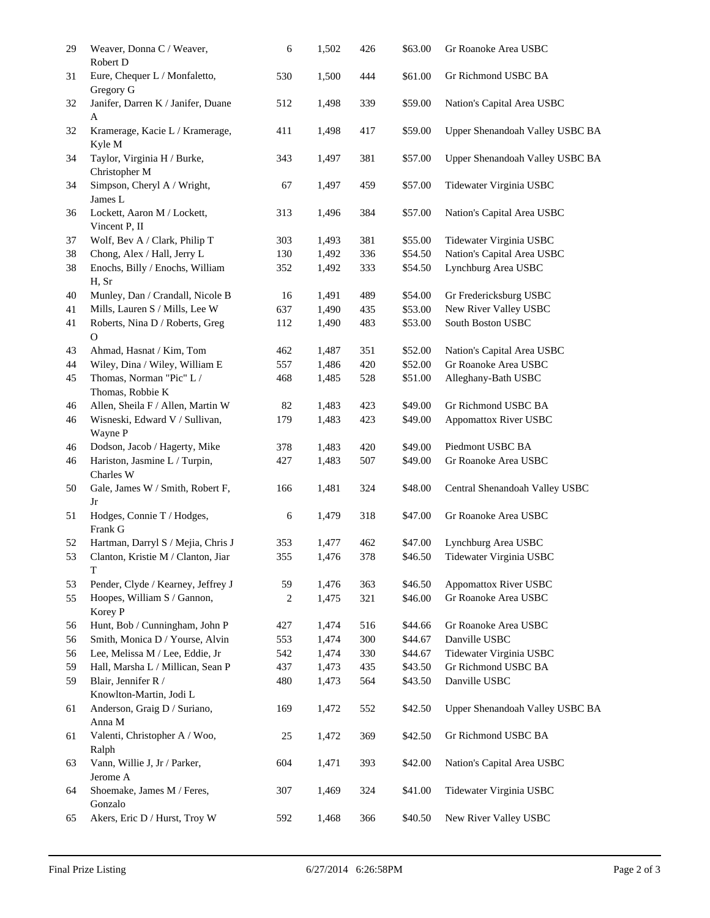| | | | | | | |
|---|---|---|---|---|---|---|
| 29 | Weaver, Donna C / Weaver, Robert D | 6 | 1,502 | 426 | $63.00 | Gr Roanoke Area USBC |
| 31 | Eure, Chequer L / Monfaletto, Gregory G | 530 | 1,500 | 444 | $61.00 | Gr Richmond USBC BA |
| 32 | Janifer, Darren K / Janifer, Duane A | 512 | 1,498 | 339 | $59.00 | Nation's Capital Area USBC |
| 32 | Kramerage, Kacie L / Kramerage, Kyle M | 411 | 1,498 | 417 | $59.00 | Upper Shenandoah Valley USBC BA |
| 34 | Taylor, Virginia H / Burke, Christopher M | 343 | 1,497 | 381 | $57.00 | Upper Shenandoah Valley USBC BA |
| 34 | Simpson, Cheryl A / Wright, James L | 67 | 1,497 | 459 | $57.00 | Tidewater Virginia USBC |
| 36 | Lockett, Aaron M / Lockett, Vincent P, II | 313 | 1,496 | 384 | $57.00 | Nation's Capital Area USBC |
| 37 | Wolf, Bev A / Clark, Philip T | 303 | 1,493 | 381 | $55.00 | Tidewater Virginia USBC |
| 38 | Chong, Alex / Hall, Jerry L | 130 | 1,492 | 336 | $54.50 | Nation's Capital Area USBC |
| 38 | Enochs, Billy / Enochs, William H, Sr | 352 | 1,492 | 333 | $54.50 | Lynchburg Area USBC |
| 40 | Munley, Dan / Crandall, Nicole B | 16 | 1,491 | 489 | $54.00 | Gr Fredericksburg USBC |
| 41 | Mills, Lauren S / Mills, Lee W | 637 | 1,490 | 435 | $53.00 | New River Valley USBC |
| 41 | Roberts, Nina D / Roberts, Greg O | 112 | 1,490 | 483 | $53.00 | South Boston USBC |
| 43 | Ahmad, Hasnat / Kim, Tom | 462 | 1,487 | 351 | $52.00 | Nation's Capital Area USBC |
| 44 | Wiley, Dina / Wiley, William E | 557 | 1,486 | 420 | $52.00 | Gr Roanoke Area USBC |
| 45 | Thomas, Norman "Pic" L / Thomas, Robbie K | 468 | 1,485 | 528 | $51.00 | Alleghany-Bath USBC |
| 46 | Allen, Sheila F / Allen, Martin W | 82 | 1,483 | 423 | $49.00 | Gr Richmond USBC BA |
| 46 | Wisneski, Edward V / Sullivan, Wayne P | 179 | 1,483 | 423 | $49.00 | Appomattox River USBC |
| 46 | Dodson, Jacob / Hagerty, Mike | 378 | 1,483 | 420 | $49.00 | Piedmont USBC BA |
| 46 | Hariston, Jasmine L / Turpin, Charles W | 427 | 1,483 | 507 | $49.00 | Gr Roanoke Area USBC |
| 50 | Gale, James W / Smith, Robert F, Jr | 166 | 1,481 | 324 | $48.00 | Central Shenandoah Valley USBC |
| 51 | Hodges, Connie T / Hodges, Frank G | 6 | 1,479 | 318 | $47.00 | Gr Roanoke Area USBC |
| 52 | Hartman, Darryl S / Mejia, Chris J | 353 | 1,477 | 462 | $47.00 | Lynchburg Area USBC |
| 53 | Clanton, Kristie M / Clanton, Jiar T | 355 | 1,476 | 378 | $46.50 | Tidewater Virginia USBC |
| 53 | Pender, Clyde / Kearney, Jeffrey J | 59 | 1,476 | 363 | $46.50 | Appomattox River USBC |
| 55 | Hoopes, William S / Gannon, Korey P | 2 | 1,475 | 321 | $46.00 | Gr Roanoke Area USBC |
| 56 | Hunt, Bob / Cunningham, John P | 427 | 1,474 | 516 | $44.66 | Gr Roanoke Area USBC |
| 56 | Smith, Monica D / Yourse, Alvin | 553 | 1,474 | 300 | $44.67 | Danville USBC |
| 56 | Lee, Melissa M / Lee, Eddie, Jr | 542 | 1,474 | 330 | $44.67 | Tidewater Virginia USBC |
| 59 | Hall, Marsha L / Millican, Sean P | 437 | 1,473 | 435 | $43.50 | Gr Richmond USBC BA |
| 59 | Blair, Jennifer R / Knowlton-Martin, Jodi L | 480 | 1,473 | 564 | $43.50 | Danville USBC |
| 61 | Anderson, Graig D / Suriano, Anna M | 169 | 1,472 | 552 | $42.50 | Upper Shenandoah Valley USBC BA |
| 61 | Valenti, Christopher A / Woo, Ralph | 25 | 1,472 | 369 | $42.50 | Gr Richmond USBC BA |
| 63 | Vann, Willie J, Jr / Parker, Jerome A | 604 | 1,471 | 393 | $42.00 | Nation's Capital Area USBC |
| 64 | Shoemake, James M / Feres, Gonzalo | 307 | 1,469 | 324 | $41.00 | Tidewater Virginia USBC |
| 65 | Akers, Eric D / Hurst, Troy W | 592 | 1,468 | 366 | $40.50 | New River Valley USBC |

Final Prize Listing 6/27/2014 6:26:58PM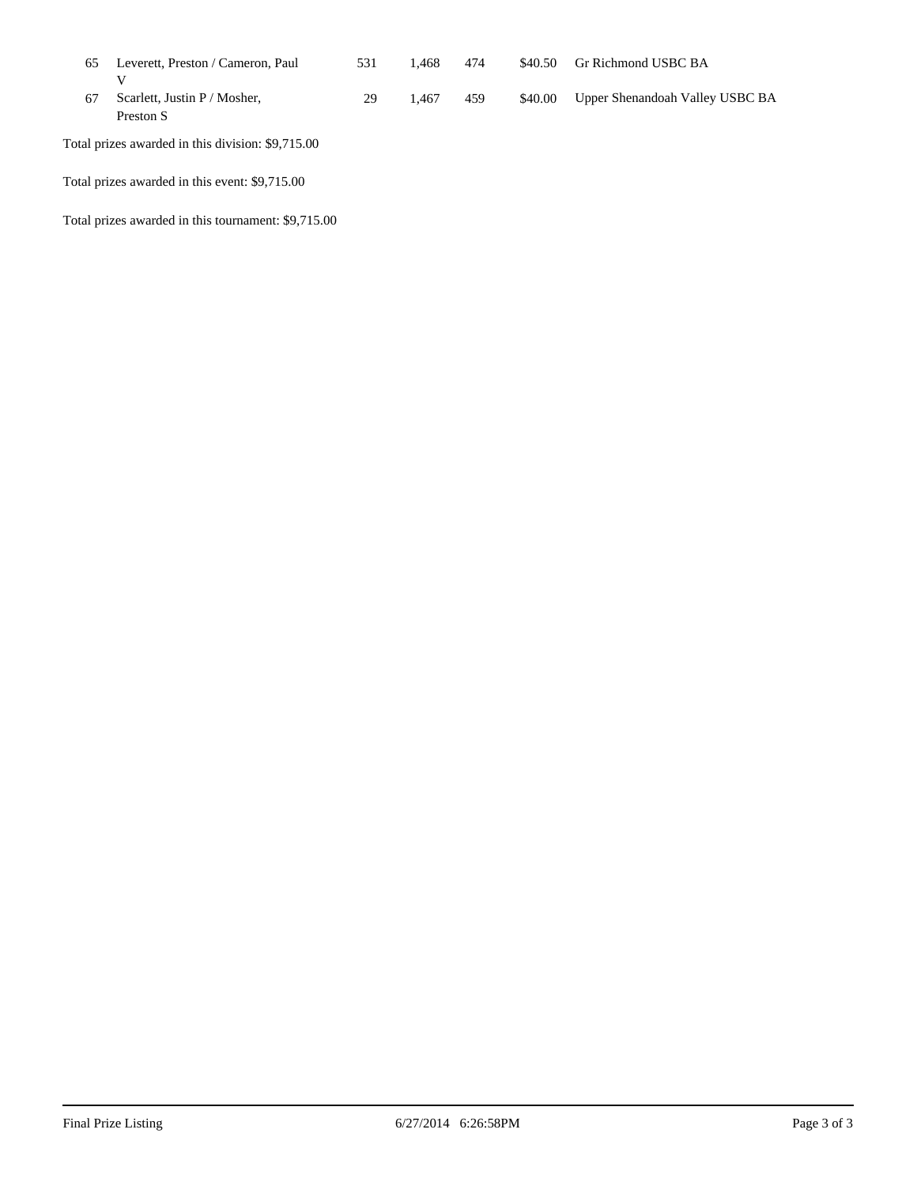| | | | | | | |
|---|---|---|---|---|---|---|
| 65 | Leverett, Preston / Cameron, Paul V | 531 | 1,468 | 474 | $40.50 | Gr Richmond USBC BA |
| 67 | Scarlett, Justin P / Mosher, Preston S | 29 | 1,467 | 459 | $40.00 | Upper Shenandoah Valley USBC BA |

Total prizes awarded in this division: $9,715.00

Total prizes awarded in this event: $9,715.00

Total prizes awarded in this tournament: $9,715.00

Final Prize Listing 6/27/2014 6:26:58PM